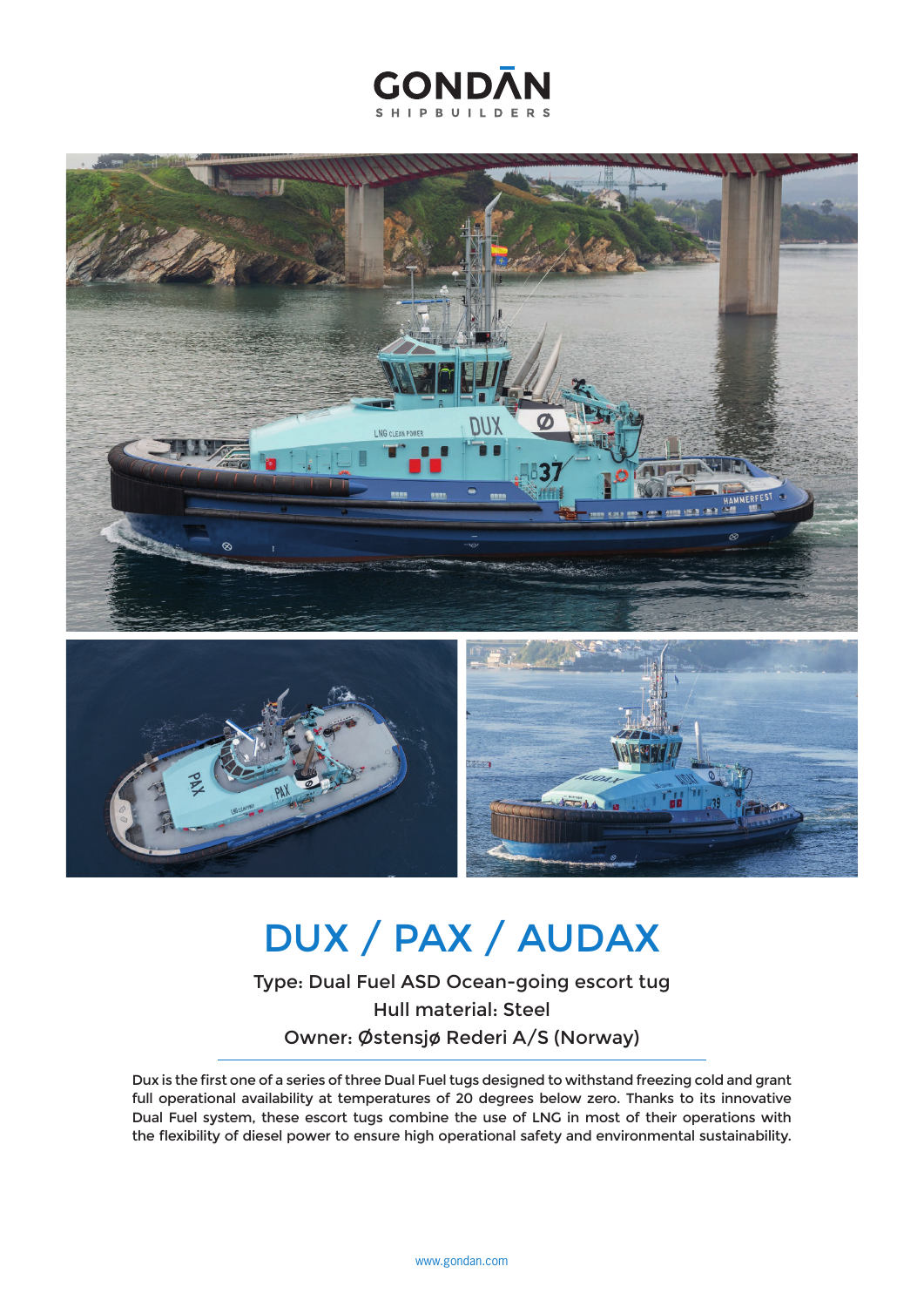GONDAN
SHIPBUILDERS

# DUX / PAX / AUDAX

Type: Dual Fuel ASD Ocean-going escort tug
Hull material: Steel
Owner: Østensjø Rederi A/S (Norway)

Dux is the first one of a series of three Dual Fuel tugs designed to withstand freezing cold and grant full operational availability at temperatures of 20 degrees below zero. Thanks to its innovative Dual Fuel system, these escort tugs combine the use of LNG in most of their operations with the flexibility of diesel power to ensure high operational safety and environmental sustainability.

www.gondan.com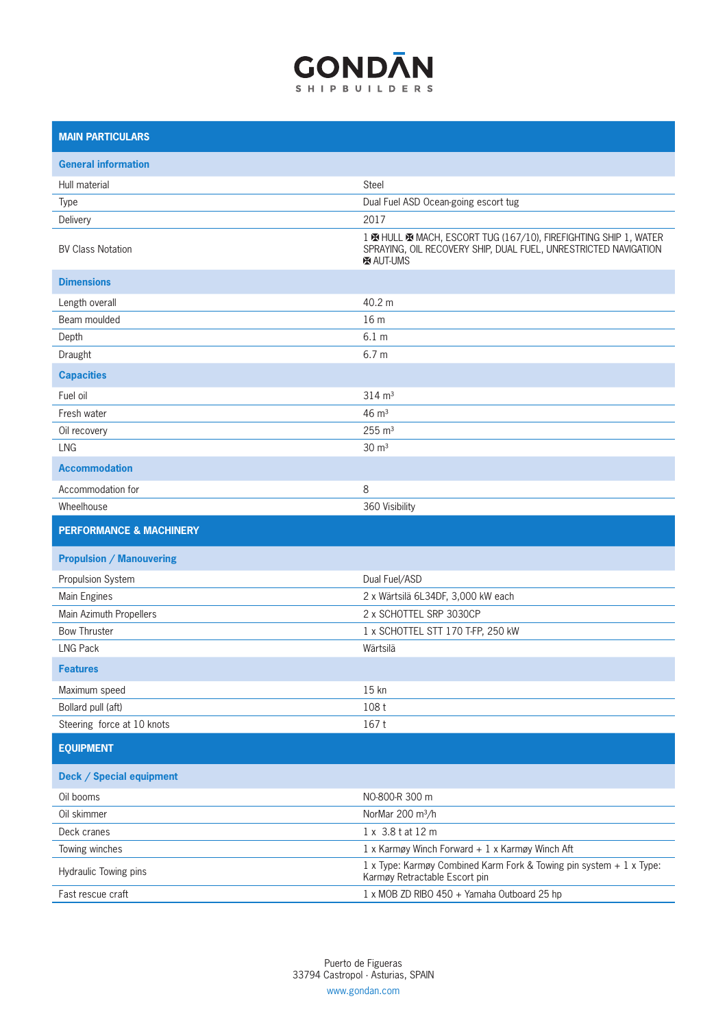# GONDAN
SHIPBUILDERS

## MAIN PARTICULARS

| | |
|---|---|
| **General information** | |
| Hull material | Steel |
| Type | Dual Fuel ASD Ocean-going escort tug |
| Delivery | 2017 |
| BV Class Notation | 1 ✠ HULL ✠ MACH, ESCORT TUG (167/10), FIREFIGHTING SHIP 1, WATER SPRAYING, OIL RECOVERY SHIP, DUAL FUEL, UNRESTRICTED NAVIGATION ✠ AUT-UMS |
| **Dimensions** | |
| Length overall | 40.2 m |
| Beam moulded | 16 m |
| Depth | 6.1 m |
| Draught | 6.7 m |
| **Capacities** | |
| Fuel oil | 314 m³ |
| Fresh water | 46 m³ |
| Oil recovery | 255 m³ |
| LNG | 30 m³ |
| **Accommodation** | |
| Accommodation for | 8 |
| Wheelhouse | 360 Visibility |

## PERFORMANCE & MACHINERY

| | |
|---|---|
| **Propulsion / Manouvering** | |
| Propulsion System | Dual Fuel/ASD |
| Main Engines | 2 x Wärtsilä 6L34DF, 3,000 kW each |
| Main Azimuth Propellers | 2 x SCHOTTEL SRP 3030CP |
| Bow Thruster | 1 x SCHOTTEL STT 170 T-FP, 250 kW |
| LNG Pack | Wärtsilä |
| **Features** | |
| Maximum speed | 15 kn |
| Bollard pull (aft) | 108 t |
| Steering force at 10 knots | 167 t |

## EQUIPMENT

| | |
|---|---|
| **Deck / Special equipment** | |
| Oil booms | NO-800-R 300 m |
| Oil skimmer | NorMar 200 m³/h |
| Deck cranes | 1 x 3.8 t at 12 m |
| Towing winches | 1 x Karmøy Winch Forward + 1 x Karmøy Winch Aft |
| Hydraulic Towing pins | 1 x Type: Karmøy Combined Karm Fork & Towing pin system + 1 x Type: Karmøy Retractable Escort pin |
| Fast rescue craft | 1 x MOB ZD RIBO 450 + Yamaha Outboard 25 hp |

Puerto de Figueras
33794 Castropol · Asturias, SPAIN
www.gondan.com